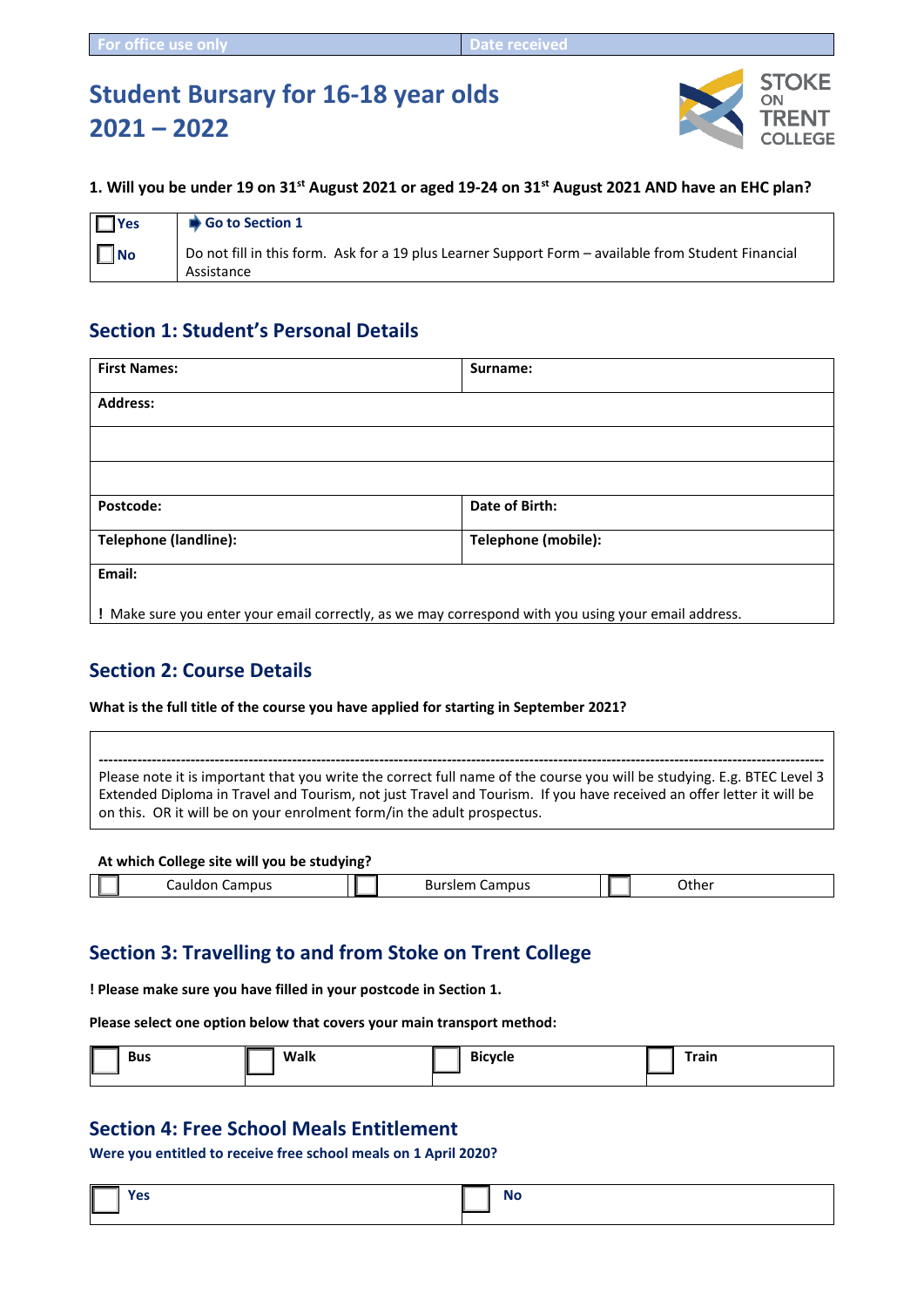| For office use only | Date received |
|---|---|

# Student Bursary for 16-18 year olds 2021 – 2022

STOKE ON TRENT COLLEGE

**1. Will you be under 19 on 31st August 2021 or aged 19-24 on 31st August 2021 AND have an EHC plan?**

| | |
|---|---|
| ☐ **Yes** | **Go to Section 1** |
| ☐ **No** | Do not fill in this form. Ask for a 19 plus Learner Support Form – available from Student Financial Assistance |

## Section 1: Student's Personal Details

| | |
|---|---|
| **First Names:** | **Surname:** |
| **Address:** | |
| | |
| | |
| **Postcode:** | **Date of Birth:** |
| **Telephone (landline):** | **Telephone (mobile):** |
| **Email:** | |

! Make sure you enter your email correctly, as we may correspond with you using your email address.

## Section 2: Course Details

**What is the full title of the course you have applied for starting in September 2021?**

-----------------------------------------------------------------------------------------------------------------------------------------------

Please note it is important that you write the correct full name of the course you will be studying. E.g. BTEC Level 3 Extended Diploma in Travel and Tourism, not just Travel and Tourism. If you have received an offer letter it will be on this. OR it will be on your enrolment form/in the adult prospectus.

**At which College site will you be studying?**

| ☐ Cauldon Campus | ☐ Burslem Campus | ☐ Other |
|---|---|---|

## Section 3: Travelling to and from Stoke on Trent College

**! Please make sure you have filled in your postcode in Section 1.**

**Please select one option below that covers your main transport method:**

| ☐ **Bus** | ☐ **Walk** | ☐ **Bicycle** | ☐ **Train** |
|---|---|---|---|

## Section 4: Free School Meals Entitlement

**Were you entitled to receive free school meals on 1 April 2020?**

| ☐ **Yes** | ☐ **No** |
|---|---|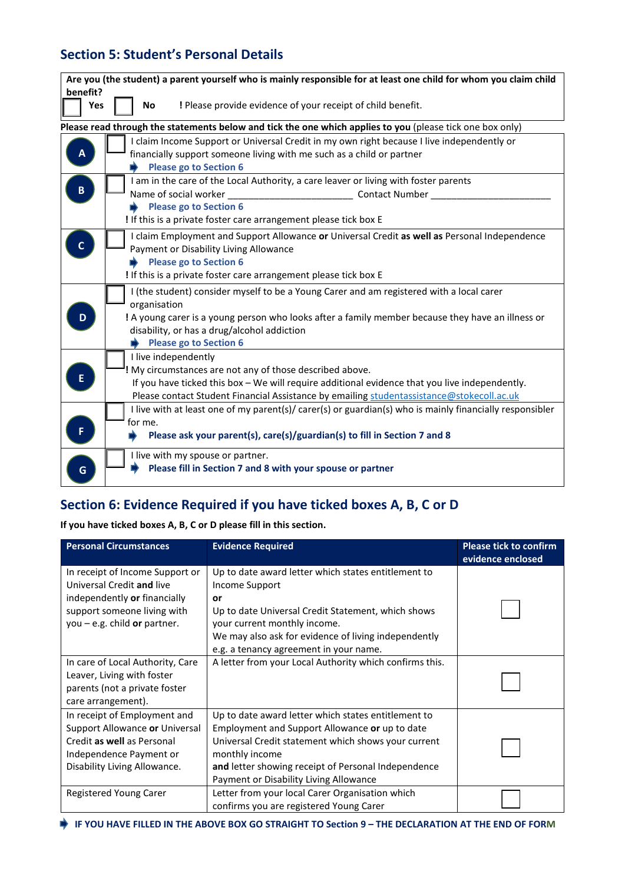## Section 5: Student's Personal Details

**Are you (the student) a parent yourself who is mainly responsible for at least one child for whom you claim child benefit?**

☐ **Yes** ☐ **No** **!** Please provide evidence of your receipt of child benefit.

**Please read through the statements below and tick the one which applies to you** (please tick one box only)

| | |
|---|---|
| **A** | ☐ I claim Income Support or Universal Credit in my own right because I live independently or financially support someone living with me such as a child or partner<br>➧ **Please go to Section 6** |
| **B** | ☐ I am in the care of the Local Authority, a care leaver or living with foster parents<br>Name of social worker ______________________ Contact Number ______________________<br>➧ **Please go to Section 6**<br>**!** If this is a private foster care arrangement please tick box E |
| **C** | ☐ I claim Employment and Support Allowance **or** Universal Credit **as well as** Personal Independence Payment or Disability Living Allowance<br>➧ **Please go to Section 6**<br>**!** If this is a private foster care arrangement please tick box E |
| **D** | ☐ I (the student) consider myself to be a Young Carer and am registered with a local carer organisation<br>**!** A young carer is a young person who looks after a family member because they have an illness or disability, or has a drug/alcohol addiction<br>➧ **Please go to Section 6** |
| **E** | ☐ I live independently<br>**!** My circumstances are not any of those described above.<br>If you have ticked this box – We will require additional evidence that you live independently. Please contact Student Financial Assistance by emailing studentassistance@stokecoll.ac.uk |
| **F** | ☐ I live with at least one of my parent(s)/ carer(s) or guardian(s) who is mainly financially responsible for me.<br>➧ **Please ask your parent(s), care(s)/guardian(s) to fill in Section 7 and 8** |
| **G** | ☐ I live with my spouse or partner.<br>➧ **Please fill in Section 7 and 8 with your spouse or partner** |

## Section 6: Evidence Required if you have ticked boxes A, B, C or D

**If you have ticked boxes A, B, C or D please fill in this section.**

| Personal Circumstances | Evidence Required | Please tick to confirm evidence enclosed |
|---|---|---|
| In receipt of Income Support or Universal Credit **and** live independently **or** financially support someone living with you – e.g. child **or** partner. | Up to date award letter which states entitlement to Income Support<br>**or**<br>Up to date Universal Credit Statement, which shows your current monthly income.<br>We may also ask for evidence of living independently e.g. a tenancy agreement in your name. | ☐ |
| In care of Local Authority, Care Leaver, Living with foster parents (not a private foster care arrangement). | A letter from your Local Authority which confirms this. | ☐ |
| In receipt of Employment and Support Allowance **or** Universal Credit **as well** as Personal Independence Payment or Disability Living Allowance. | Up to date award letter which states entitlement to Employment and Support Allowance **or** up to date Universal Credit statement which shows your current monthly income<br>**and** letter showing receipt of Personal Independence Payment or Disability Living Allowance | ☐ |
| Registered Young Carer | Letter from your local Carer Organisation which confirms you are registered Young Carer | ☐ |

➧ **IF YOU HAVE FILLED IN THE ABOVE BOX GO STRAIGHT TO Section 9 – THE DECLARATION AT THE END OF FORM**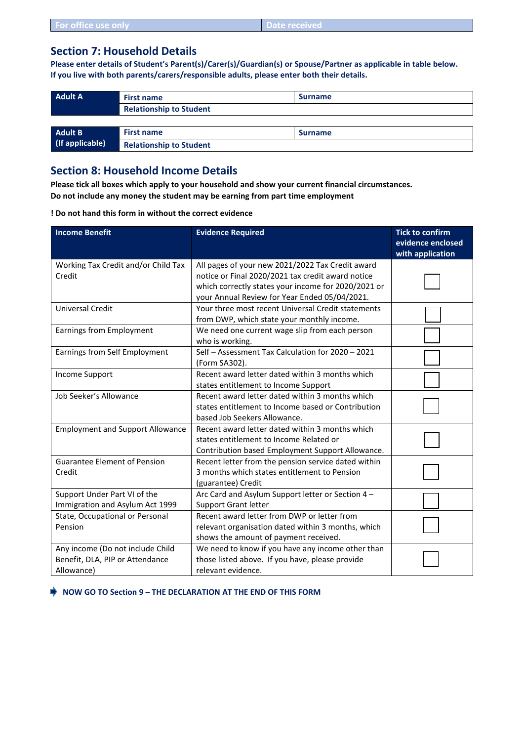| For office use only | Date received |
|---|---|

## Section 7: Household Details

**Please enter details of Student's Parent(s)/Carer(s)/Guardian(s) or Spouse/Partner as applicable in table below. If you live with both parents/carers/responsible adults, please enter both their details.**

| Adult A | First name | Surname |
|---|---|---|
| | Relationship to Student | |

| Adult B (If applicable) | First name | Surname |
|---|---|---|
| | Relationship to Student | |

## Section 8: Household Income Details

**Please tick all boxes which apply to your household and show your current financial circumstances.**
**Do not include any money the student may be earning from part time employment**

**! Do not hand this form in without the correct evidence**

| Income Benefit | Evidence Required | Tick to confirm evidence enclosed with application |
|---|---|---|
| Working Tax Credit and/or Child Tax Credit | All pages of your new 2021/2022 Tax Credit award notice or Final 2020/2021 tax credit award notice which correctly states your income for 2020/2021 or your Annual Review for Year Ended 05/04/2021. | ☐ |
| Universal Credit | Your three most recent Universal Credit statements from DWP, which state your monthly income. | ☐ |
| Earnings from Employment | We need one current wage slip from each person who is working. | ☐ |
| Earnings from Self Employment | Self – Assessment Tax Calculation for 2020 – 2021 (Form SA302). | ☐ |
| Income Support | Recent award letter dated within 3 months which states entitlement to Income Support | ☐ |
| Job Seeker's Allowance | Recent award letter dated within 3 months which states entitlement to Income based or Contribution based Job Seekers Allowance. | ☐ |
| Employment and Support Allowance | Recent award letter dated within 3 months which states entitlement to Income Related or Contribution based Employment Support Allowance. | ☐ |
| Guarantee Element of Pension Credit | Recent letter from the pension service dated within 3 months which states entitlement to Pension (guarantee) Credit | ☐ |
| Support Under Part VI of the Immigration and Asylum Act 1999 | Arc Card and Asylum Support letter or Section 4 – Support Grant letter | ☐ |
| State, Occupational or Personal Pension | Recent award letter from DWP or letter from relevant organisation dated within 3 months, which shows the amount of payment received. | ☐ |
| Any income (Do not include Child Benefit, DLA, PIP or Attendance Allowance) | We need to know if you have any income other than those listed above. If you have, please provide relevant evidence. | ☐ |

**NOW GO TO Section 9 – THE DECLARATION AT THE END OF THIS FORM**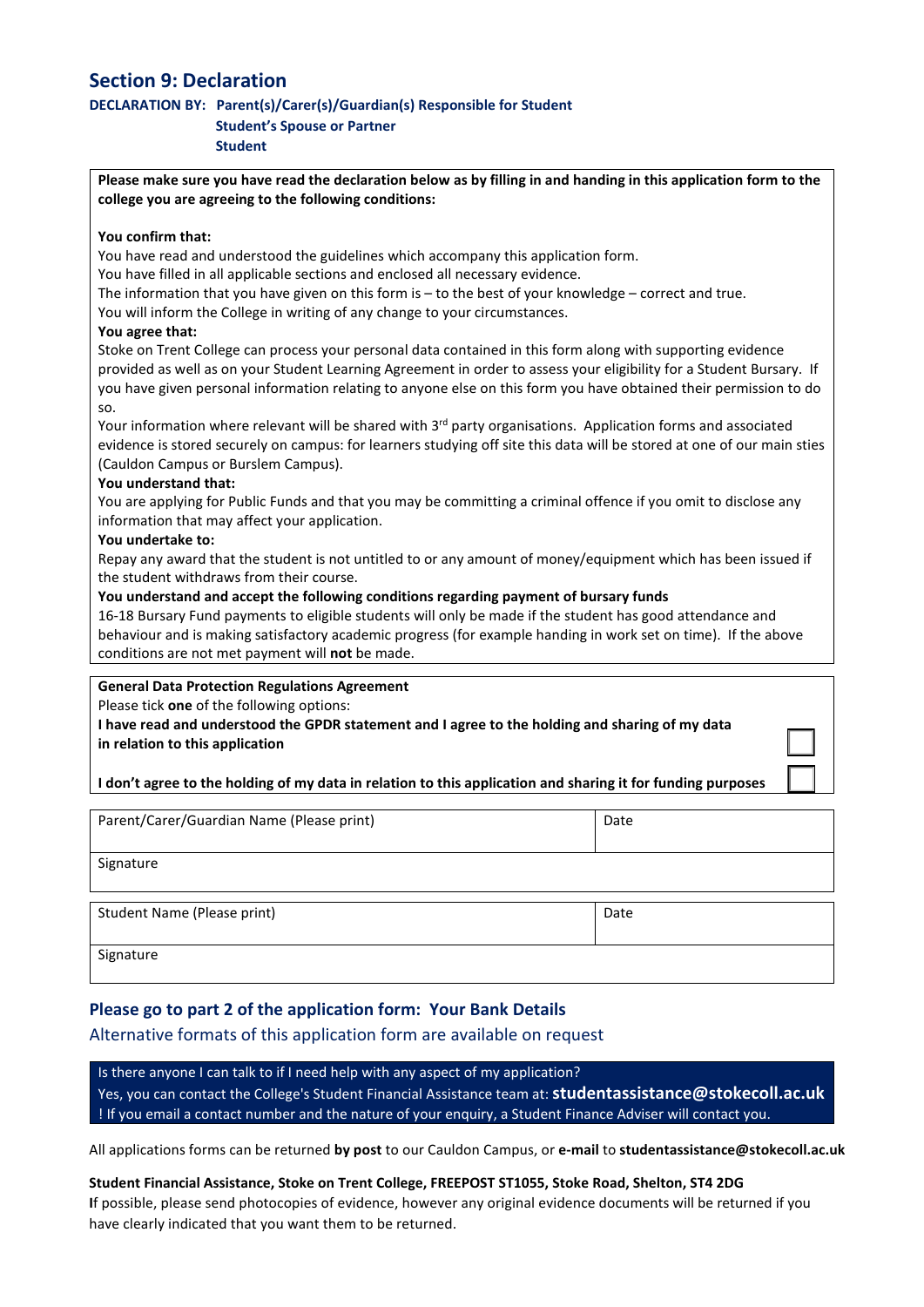## Section 9: Declaration

**DECLARATION BY: Parent(s)/Carer(s)/Guardian(s) Responsible for Student**
**Student's Spouse or Partner**
**Student**

**Please make sure you have read the declaration below as by filling in and handing in this application form to the college you are agreeing to the following conditions:**

**You confirm that:**

You have read and understood the guidelines which accompany this application form.
You have filled in all applicable sections and enclosed all necessary evidence.
The information that you have given on this form is – to the best of your knowledge – correct and true.
You will inform the College in writing of any change to your circumstances.

**You agree that:**

Stoke on Trent College can process your personal data contained in this form along with supporting evidence provided as well as on your Student Learning Agreement in order to assess your eligibility for a Student Bursary. If you have given personal information relating to anyone else on this form you have obtained their permission to do so.

Your information where relevant will be shared with 3rd party organisations. Application forms and associated evidence is stored securely on campus: for learners studying off site this data will be stored at one of our main sties (Cauldon Campus or Burslem Campus).

**You understand that:**

You are applying for Public Funds and that you may be committing a criminal offence if you omit to disclose any information that may affect your application.

**You undertake to:**

Repay any award that the student is not untitled to or any amount of money/equipment which has been issued if the student withdraws from their course.

**You understand and accept the following conditions regarding payment of bursary funds**

16-18 Bursary Fund payments to eligible students will only be made if the student has good attendance and behaviour and is making satisfactory academic progress (for example handing in work set on time). If the above conditions are not met payment will **not** be made.

**General Data Protection Regulations Agreement**

Please tick **one** of the following options:

**I have read and understood the GPDR statement and I agree to the holding and sharing of my data in relation to this application** ☐

**I don't agree to the holding of my data in relation to this application and sharing it for funding purposes** ☐

| Parent/Carer/Guardian Name (Please print) | Date |
|---|---|
| Signature | |

| Student Name (Please print) | Date |
|---|---|
| Signature | |

### Please go to part 2 of the application form: Your Bank Details

Alternative formats of this application form are available on request

Is there anyone I can talk to if I need help with any aspect of my application?
Yes, you can contact the College's Student Financial Assistance team at: **studentassistance@stokecoll.ac.uk**
! If you email a contact number and the nature of your enquiry, a Student Finance Adviser will contact you.

All applications forms can be returned **by post** to our Cauldon Campus, or **e-mail** to **studentassistance@stokecoll.ac.uk**

**Student Financial Assistance, Stoke on Trent College, FREEPOST ST1055, Stoke Road, Shelton, ST4 2DG**
**I**f possible, please send photocopies of evidence, however any original evidence documents will be returned if you have clearly indicated that you want them to be returned.